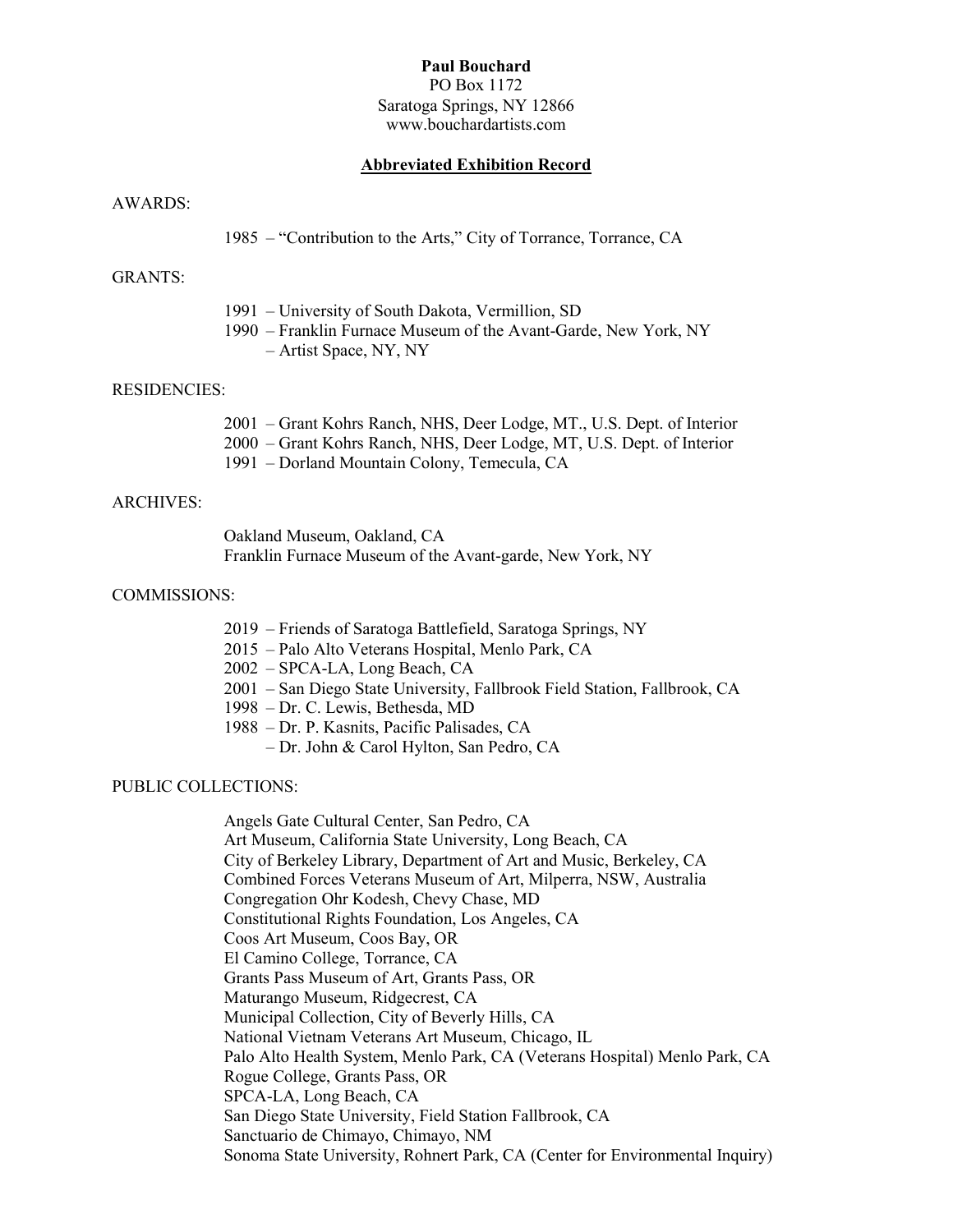**Paul Bouchard**
PO Box 1172
Saratoga Springs, NY 12866
www.bouchardartists.com

## Abbreviated Exhibition Record

AWARDS:

1985 – "Contribution to the Arts," City of Torrance, Torrance, CA

GRANTS:

1991 – University of South Dakota, Vermillion, SD
1990 – Franklin Furnace Museum of the Avant-Garde, New York, NY
– Artist Space, NY, NY

RESIDENCIES:

2001 – Grant Kohrs Ranch, NHS, Deer Lodge, MT., U.S. Dept. of Interior
2000 – Grant Kohrs Ranch, NHS, Deer Lodge, MT, U.S. Dept. of Interior
1991 – Dorland Mountain Colony, Temecula, CA

ARCHIVES:

Oakland Museum, Oakland, CA
Franklin Furnace Museum of the Avant-garde, New York, NY

COMMISSIONS:

2019 – Friends of Saratoga Battlefield, Saratoga Springs, NY
2015 – Palo Alto Veterans Hospital, Menlo Park, CA
2002 – SPCA-LA, Long Beach, CA
2001 – San Diego State University, Fallbrook Field Station, Fallbrook, CA
1998 – Dr. C. Lewis, Bethesda, MD
1988 – Dr. P. Kasnits, Pacific Palisades, CA
– Dr. John & Carol Hylton, San Pedro, CA

PUBLIC COLLECTIONS:

Angels Gate Cultural Center, San Pedro, CA
Art Museum, California State University, Long Beach, CA
City of Berkeley Library, Department of Art and Music, Berkeley, CA
Combined Forces Veterans Museum of Art, Milperra, NSW, Australia
Congregation Ohr Kodesh, Chevy Chase, MD
Constitutional Rights Foundation, Los Angeles, CA
Coos Art Museum, Coos Bay, OR
El Camino College, Torrance, CA
Grants Pass Museum of Art, Grants Pass, OR
Maturango Museum, Ridgecrest, CA
Municipal Collection, City of Beverly Hills, CA
National Vietnam Veterans Art Museum, Chicago, IL
Palo Alto Health System, Menlo Park, CA (Veterans Hospital) Menlo Park, CA
Rogue College, Grants Pass, OR
SPCA-LA, Long Beach, CA
San Diego State University, Field Station Fallbrook, CA
Sanctuario de Chimayo, Chimayo, NM
Sonoma State University, Rohnert Park, CA (Center for Environmental Inquiry)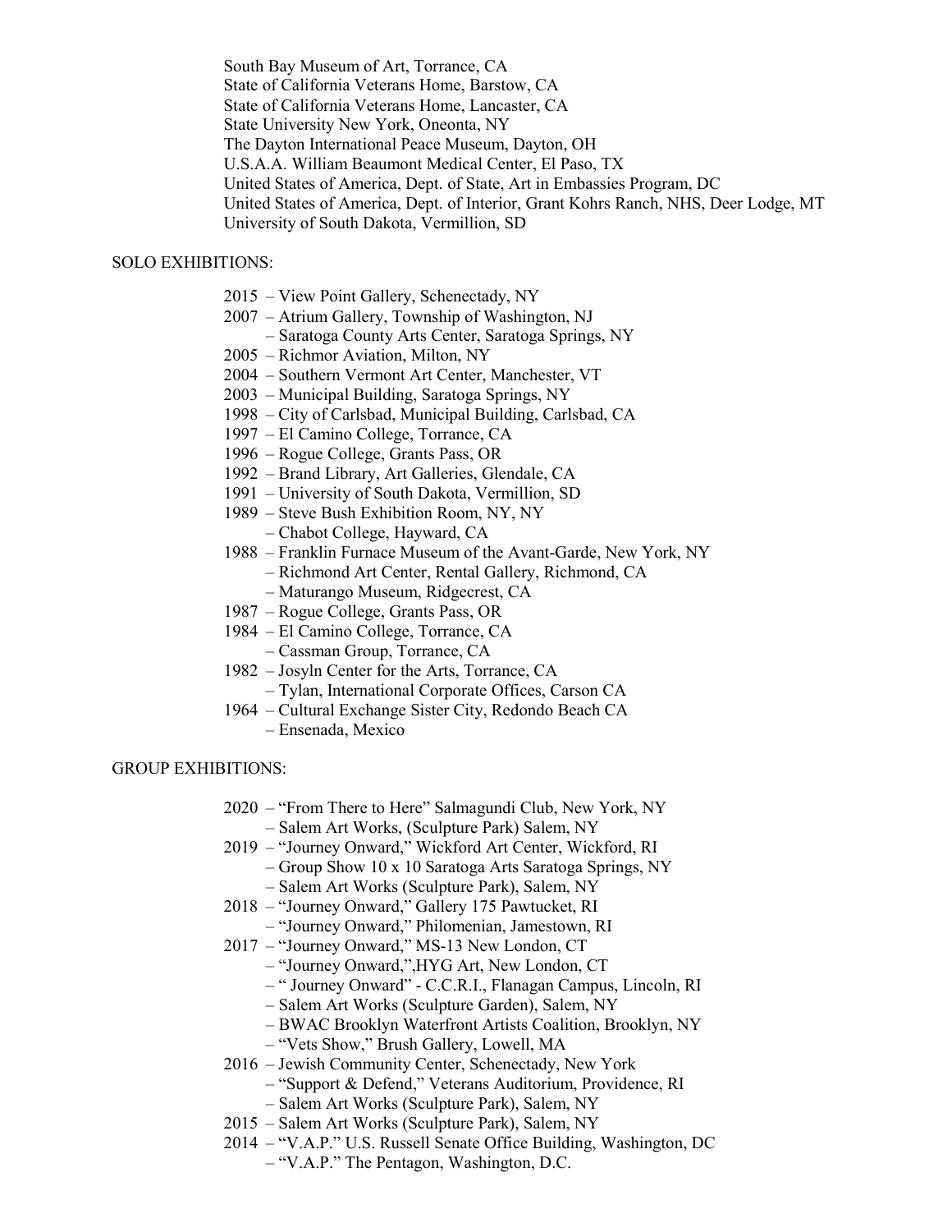South Bay Museum of Art, Torrance, CA
State of California Veterans Home, Barstow, CA
State of California Veterans Home, Lancaster, CA
State University New York, Oneonta, NY
The Dayton International Peace Museum, Dayton, OH
U.S.A.A. William Beaumont Medical Center, El Paso, TX
United States of America, Dept. of State, Art in Embassies Program, DC
United States of America, Dept. of Interior, Grant Kohrs Ranch, NHS, Deer Lodge, MT
University of South Dakota, Vermillion, SD

SOLO EXHIBITIONS:

2015 – View Point Gallery, Schenectady, NY
2007 – Atrium Gallery, Township of Washington, NJ
– Saratoga County Arts Center, Saratoga Springs, NY
2005 – Richmor Aviation, Milton, NY
2004 – Southern Vermont Art Center, Manchester, VT
2003 – Municipal Building, Saratoga Springs, NY
1998 – City of Carlsbad, Municipal Building, Carlsbad, CA
1997 – El Camino College, Torrance, CA
1996 – Rogue College, Grants Pass, OR
1992 – Brand Library, Art Galleries, Glendale, CA
1991 – University of South Dakota, Vermillion, SD
1989 – Steve Bush Exhibition Room, NY, NY
– Chabot College, Hayward, CA
1988 – Franklin Furnace Museum of the Avant-Garde, New York, NY
– Richmond Art Center, Rental Gallery, Richmond, CA
– Maturango Museum, Ridgecrest, CA
1987 – Rogue College, Grants Pass, OR
1984 – El Camino College, Torrance, CA
– Cassman Group, Torrance, CA
1982 – Josyln Center for the Arts, Torrance, CA
– Tylan, International Corporate Offices, Carson CA
1964 – Cultural Exchange Sister City, Redondo Beach CA
– Ensenada, Mexico

GROUP EXHIBITIONS:

2020 – "From There to Here" Salmagundi Club, New York, NY
– Salem Art Works, (Sculpture Park) Salem, NY
2019 – "Journey Onward," Wickford Art Center, Wickford, RI
– Group Show 10 x 10 Saratoga Arts Saratoga Springs, NY
– Salem Art Works (Sculpture Park), Salem, NY
2018 – "Journey Onward," Gallery 175 Pawtucket, RI
– "Journey Onward," Philomenian, Jamestown, RI
2017 – "Journey Onward," MS-13 New London, CT
– "Journey Onward,",HYG Art, New London, CT
– " Journey Onward" - C.C.R.I., Flanagan Campus, Lincoln, RI
– Salem Art Works (Sculpture Garden), Salem, NY
– BWAC Brooklyn Waterfront Artists Coalition, Brooklyn, NY
– "Vets Show," Brush Gallery, Lowell, MA
2016 – Jewish Community Center, Schenectady, New York
– "Support & Defend," Veterans Auditorium, Providence, RI
– Salem Art Works (Sculpture Park), Salem, NY
2015 – Salem Art Works (Sculpture Park), Salem, NY
2014 – "V.A.P." U.S. Russell Senate Office Building, Washington, DC
– "V.A.P." The Pentagon, Washington, D.C.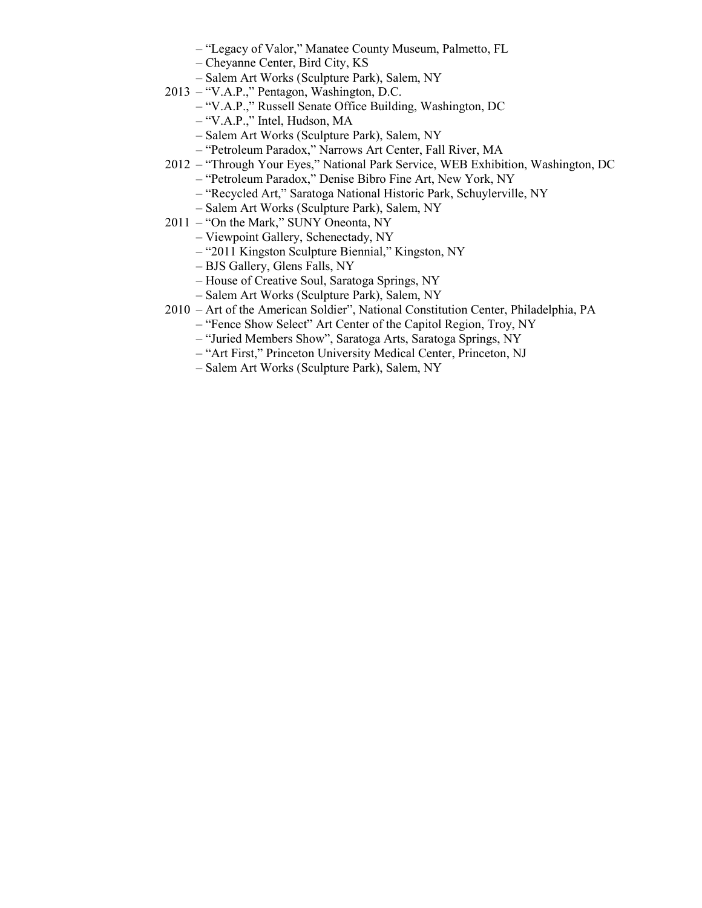– "Legacy of Valor," Manatee County Museum, Palmetto, FL
– Cheyanne Center, Bird City, KS
– Salem Art Works (Sculpture Park), Salem, NY

2013 – "V.A.P.," Pentagon, Washington, D.C.
– "V.A.P.," Russell Senate Office Building, Washington, DC
– "V.A.P.," Intel, Hudson, MA
– Salem Art Works (Sculpture Park), Salem, NY
– "Petroleum Paradox," Narrows Art Center, Fall River, MA

2012 – "Through Your Eyes," National Park Service, WEB Exhibition, Washington, DC
– "Petroleum Paradox," Denise Bibro Fine Art, New York, NY
– "Recycled Art," Saratoga National Historic Park, Schuylerville, NY
– Salem Art Works (Sculpture Park), Salem, NY

2011 – "On the Mark," SUNY Oneonta, NY
– Viewpoint Gallery, Schenectady, NY
– "2011 Kingston Sculpture Biennial," Kingston, NY
– BJS Gallery, Glens Falls, NY
– House of Creative Soul, Saratoga Springs, NY
– Salem Art Works (Sculpture Park), Salem, NY

2010 – Art of the American Soldier", National Constitution Center, Philadelphia, PA
– "Fence Show Select" Art Center of the Capitol Region, Troy, NY
– "Juried Members Show", Saratoga Arts, Saratoga Springs, NY
– "Art First," Princeton University Medical Center, Princeton, NJ
– Salem Art Works (Sculpture Park), Salem, NY